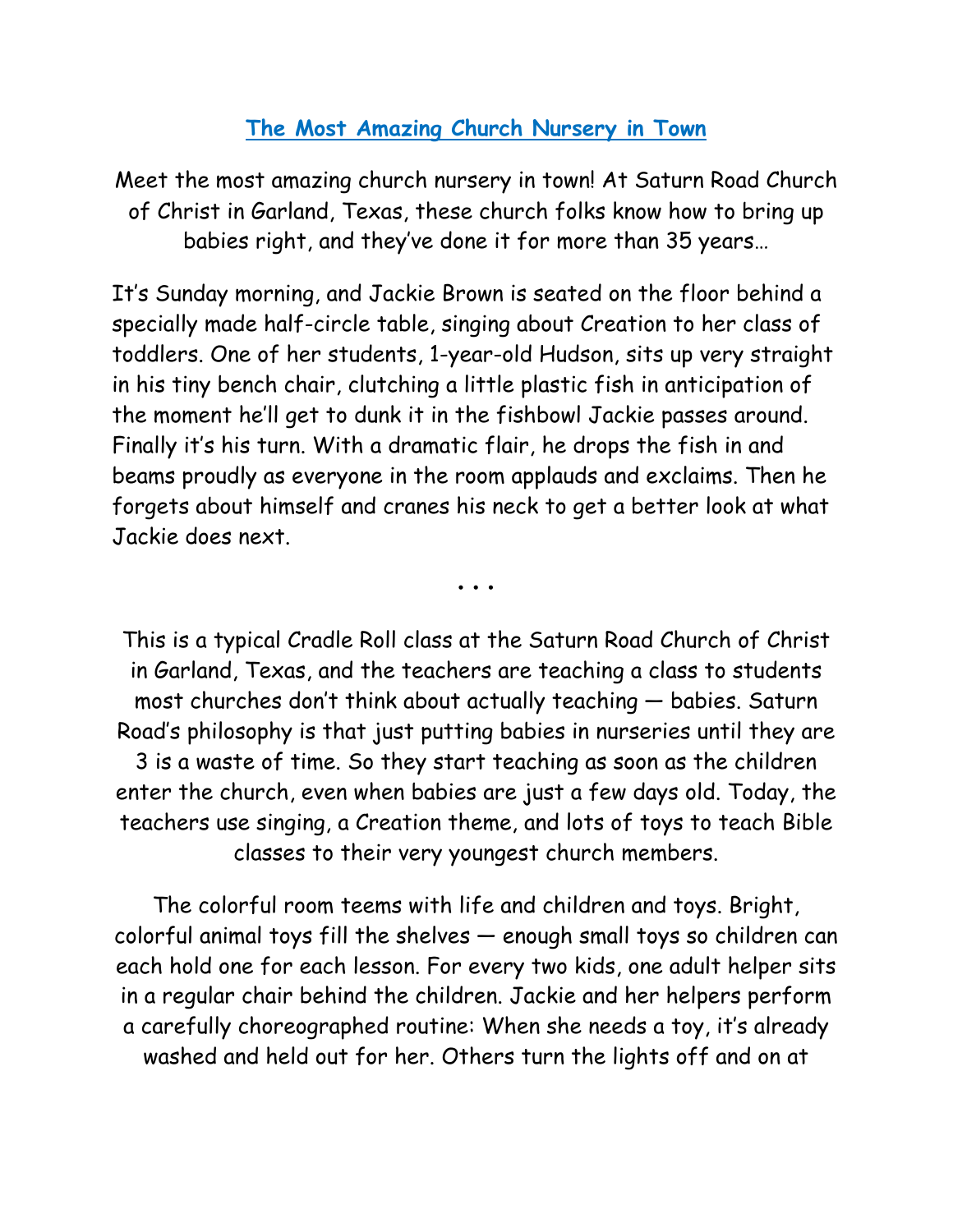# The Most Amazing Church Nursery in Town

Meet the most amazing church nursery in town! At Saturn Road Church of Christ in Garland, Texas, these church folks know how to bring up babies right, and they've done it for more than 35 years…

It's Sunday morning, and Jackie Brown is seated on the floor behind a specially made half-circle table, singing about Creation to her class of toddlers. One of her students, 1-year-old Hudson, sits up very straight in his tiny bench chair, clutching a little plastic fish in anticipation of the moment he'll get to dunk it in the fishbowl Jackie passes around. Finally it's his turn. With a dramatic flair, he drops the fish in and beams proudly as everyone in the room applauds and exclaims. Then he forgets about himself and cranes his neck to get a better look at what Jackie does next.

• • •

This is a typical Cradle Roll class at the Saturn Road Church of Christ in Garland, Texas, and the teachers are teaching a class to students most churches don't think about actually teaching — babies. Saturn Road's philosophy is that just putting babies in nurseries until they are 3 is a waste of time. So they start teaching as soon as the children enter the church, even when babies are just a few days old. Today, the teachers use singing, a Creation theme, and lots of toys to teach Bible classes to their very youngest church members.

The colorful room teems with life and children and toys. Bright, colorful animal toys fill the shelves — enough small toys so children can each hold one for each lesson. For every two kids, one adult helper sits in a regular chair behind the children. Jackie and her helpers perform a carefully choreographed routine: When she needs a toy, it's already washed and held out for her. Others turn the lights off and on at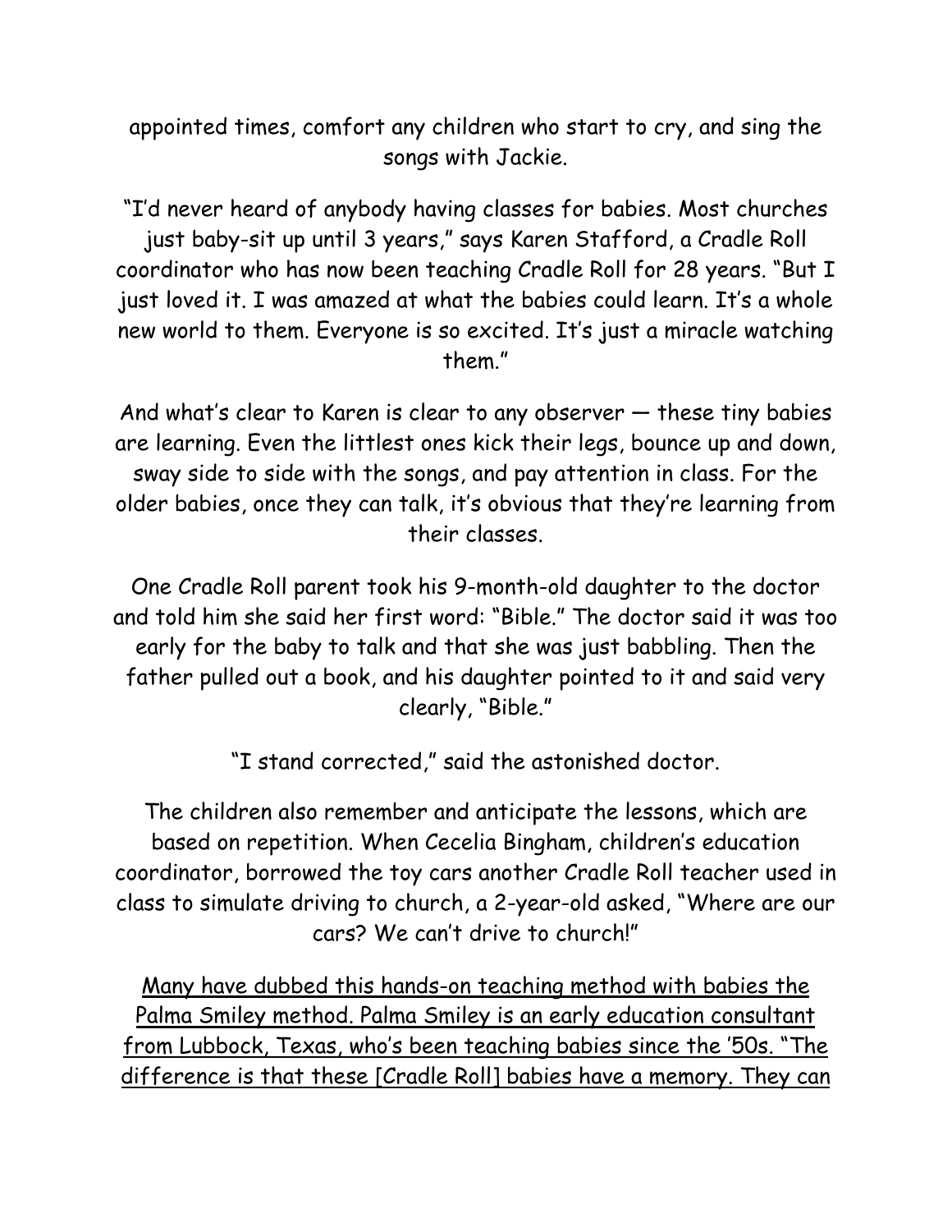appointed times, comfort any children who start to cry, and sing the songs with Jackie.

"I'd never heard of anybody having classes for babies. Most churches just baby-sit up until 3 years," says Karen Stafford, a Cradle Roll coordinator who has now been teaching Cradle Roll for 28 years. "But I just loved it. I was amazed at what the babies could learn. It's a whole new world to them. Everyone is so excited. It's just a miracle watching them."

And what's clear to Karen is clear to any observer — these tiny babies are learning. Even the littlest ones kick their legs, bounce up and down, sway side to side with the songs, and pay attention in class. For the older babies, once they can talk, it's obvious that they're learning from their classes.

One Cradle Roll parent took his 9-month-old daughter to the doctor and told him she said her first word: "Bible." The doctor said it was too early for the baby to talk and that she was just babbling. Then the father pulled out a book, and his daughter pointed to it and said very clearly, "Bible."

"I stand corrected," said the astonished doctor.

The children also remember and anticipate the lessons, which are based on repetition. When Cecelia Bingham, children's education coordinator, borrowed the toy cars another Cradle Roll teacher used in class to simulate driving to church, a 2-year-old asked, "Where are our cars? We can't drive to church!"

<u>Many have dubbed this hands-on teaching method with babies the Palma Smiley method. Palma Smiley is an early education consultant from Lubbock, Texas, who's been teaching babies since the '50s. "The difference is that these [Cradle Roll] babies have a memory. They can</u>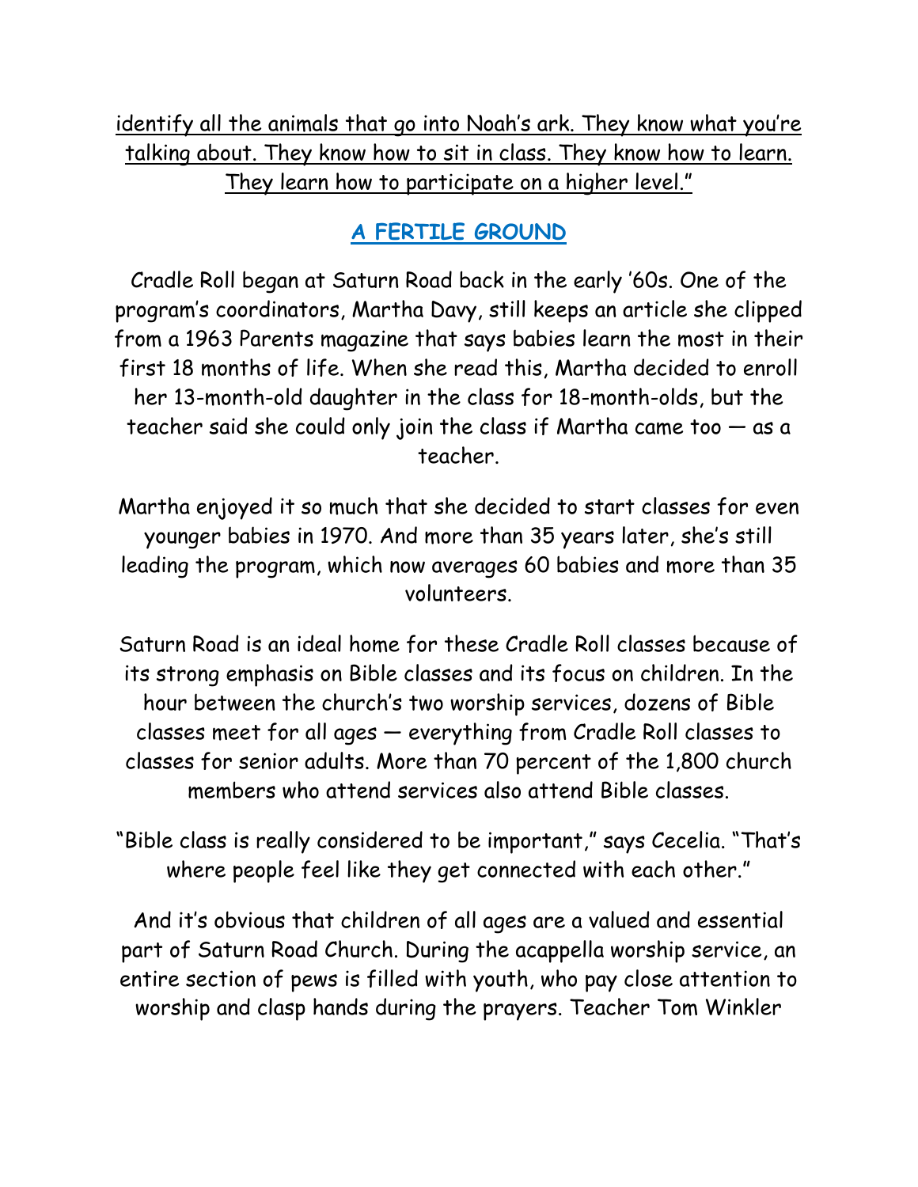identify all the animals that go into Noah's ark. They know what you're talking about. They know how to sit in class. They know how to learn. They learn how to participate on a higher level."

## A FERTILE GROUND

Cradle Roll began at Saturn Road back in the early '60s. One of the program's coordinators, Martha Davy, still keeps an article she clipped from a 1963 Parents magazine that says babies learn the most in their first 18 months of life. When she read this, Martha decided to enroll her 13-month-old daughter in the class for 18-month-olds, but the teacher said she could only join the class if Martha came too — as a teacher.

Martha enjoyed it so much that she decided to start classes for even younger babies in 1970. And more than 35 years later, she's still leading the program, which now averages 60 babies and more than 35 volunteers.

Saturn Road is an ideal home for these Cradle Roll classes because of its strong emphasis on Bible classes and its focus on children. In the hour between the church's two worship services, dozens of Bible classes meet for all ages — everything from Cradle Roll classes to classes for senior adults. More than 70 percent of the 1,800 church members who attend services also attend Bible classes.

"Bible class is really considered to be important," says Cecelia. "That's where people feel like they get connected with each other."

And it's obvious that children of all ages are a valued and essential part of Saturn Road Church. During the acappella worship service, an entire section of pews is filled with youth, who pay close attention to worship and clasp hands during the prayers. Teacher Tom Winkler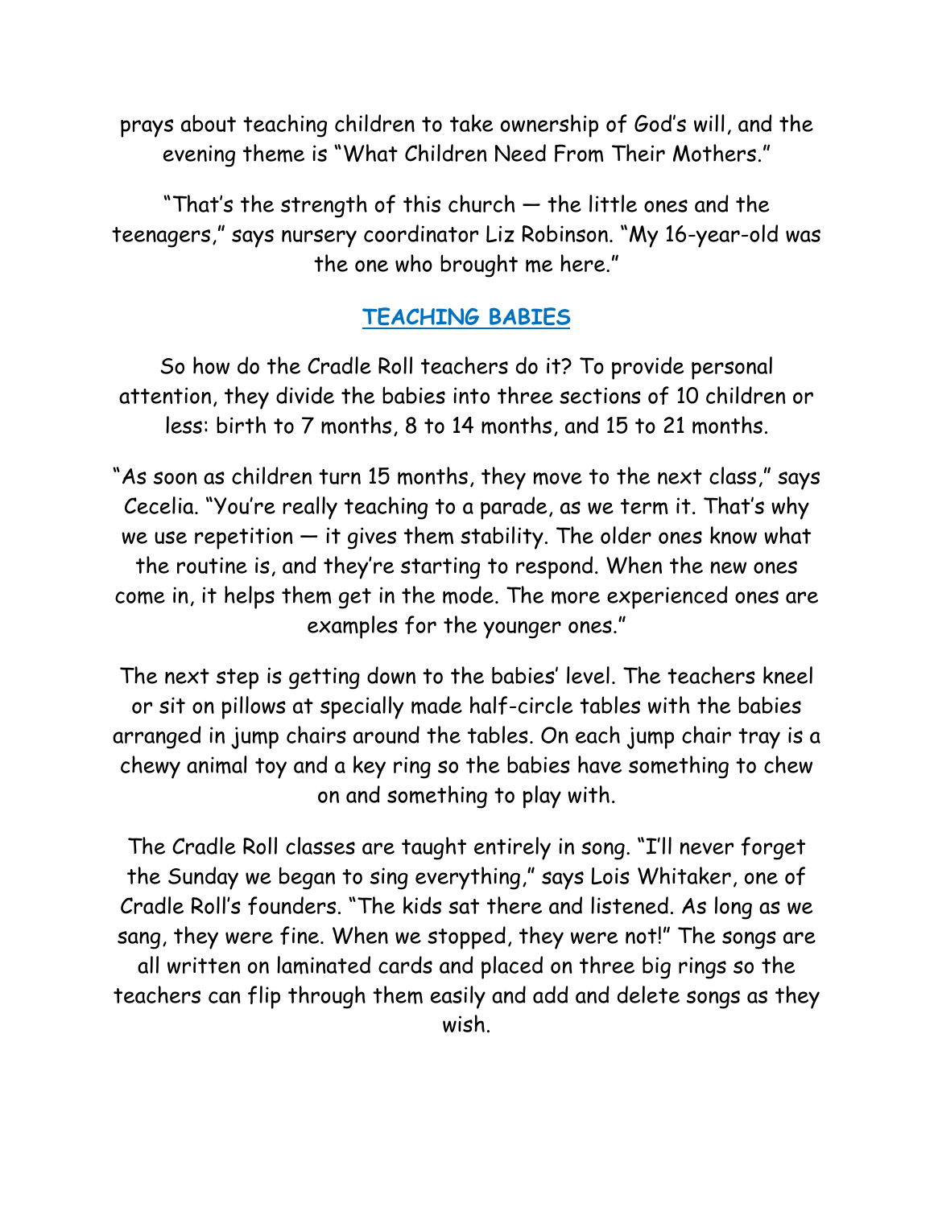prays about teaching children to take ownership of God's will, and the evening theme is "What Children Need From Their Mothers."

"That's the strength of this church — the little ones and the teenagers," says nursery coordinator Liz Robinson. "My 16-year-old was the one who brought me here."

## TEACHING BABIES

So how do the Cradle Roll teachers do it? To provide personal attention, they divide the babies into three sections of 10 children or less: birth to 7 months, 8 to 14 months, and 15 to 21 months.

"As soon as children turn 15 months, they move to the next class," says Cecelia. "You're really teaching to a parade, as we term it. That's why we use repetition — it gives them stability. The older ones know what the routine is, and they're starting to respond. When the new ones come in, it helps them get in the mode. The more experienced ones are examples for the younger ones."

The next step is getting down to the babies' level. The teachers kneel or sit on pillows at specially made half-circle tables with the babies arranged in jump chairs around the tables. On each jump chair tray is a chewy animal toy and a key ring so the babies have something to chew on and something to play with.

The Cradle Roll classes are taught entirely in song. "I'll never forget the Sunday we began to sing everything," says Lois Whitaker, one of Cradle Roll's founders. "The kids sat there and listened. As long as we sang, they were fine. When we stopped, they were not!" The songs are all written on laminated cards and placed on three big rings so the teachers can flip through them easily and add and delete songs as they wish.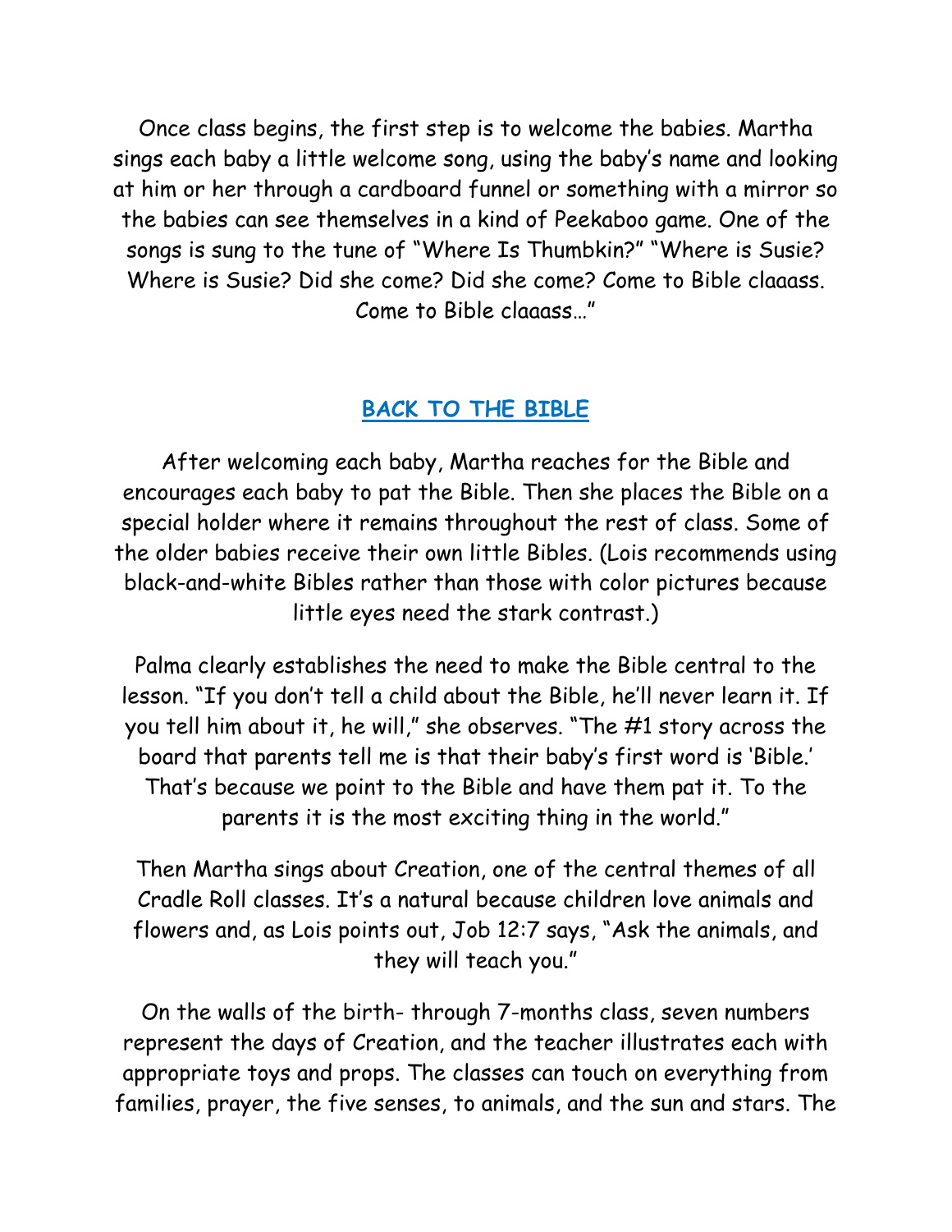Once class begins, the first step is to welcome the babies. Martha sings each baby a little welcome song, using the baby's name and looking at him or her through a cardboard funnel or something with a mirror so the babies can see themselves in a kind of Peekaboo game. One of the songs is sung to the tune of "Where Is Thumbkin?" "Where is Susie? Where is Susie? Did she come? Did she come? Come to Bible claaass. Come to Bible claaass…"

## BACK TO THE BIBLE

After welcoming each baby, Martha reaches for the Bible and encourages each baby to pat the Bible. Then she places the Bible on a special holder where it remains throughout the rest of class. Some of the older babies receive their own little Bibles. (Lois recommends using black-and-white Bibles rather than those with color pictures because little eyes need the stark contrast.)

Palma clearly establishes the need to make the Bible central to the lesson. "If you don't tell a child about the Bible, he'll never learn it. If you tell him about it, he will," she observes. "The #1 story across the board that parents tell me is that their baby's first word is 'Bible.' That's because we point to the Bible and have them pat it. To the parents it is the most exciting thing in the world."

Then Martha sings about Creation, one of the central themes of all Cradle Roll classes. It's a natural because children love animals and flowers and, as Lois points out, Job 12:7 says, "Ask the animals, and they will teach you."

On the walls of the birth- through 7-months class, seven numbers represent the days of Creation, and the teacher illustrates each with appropriate toys and props. The classes can touch on everything from families, prayer, the five senses, to animals, and the sun and stars. The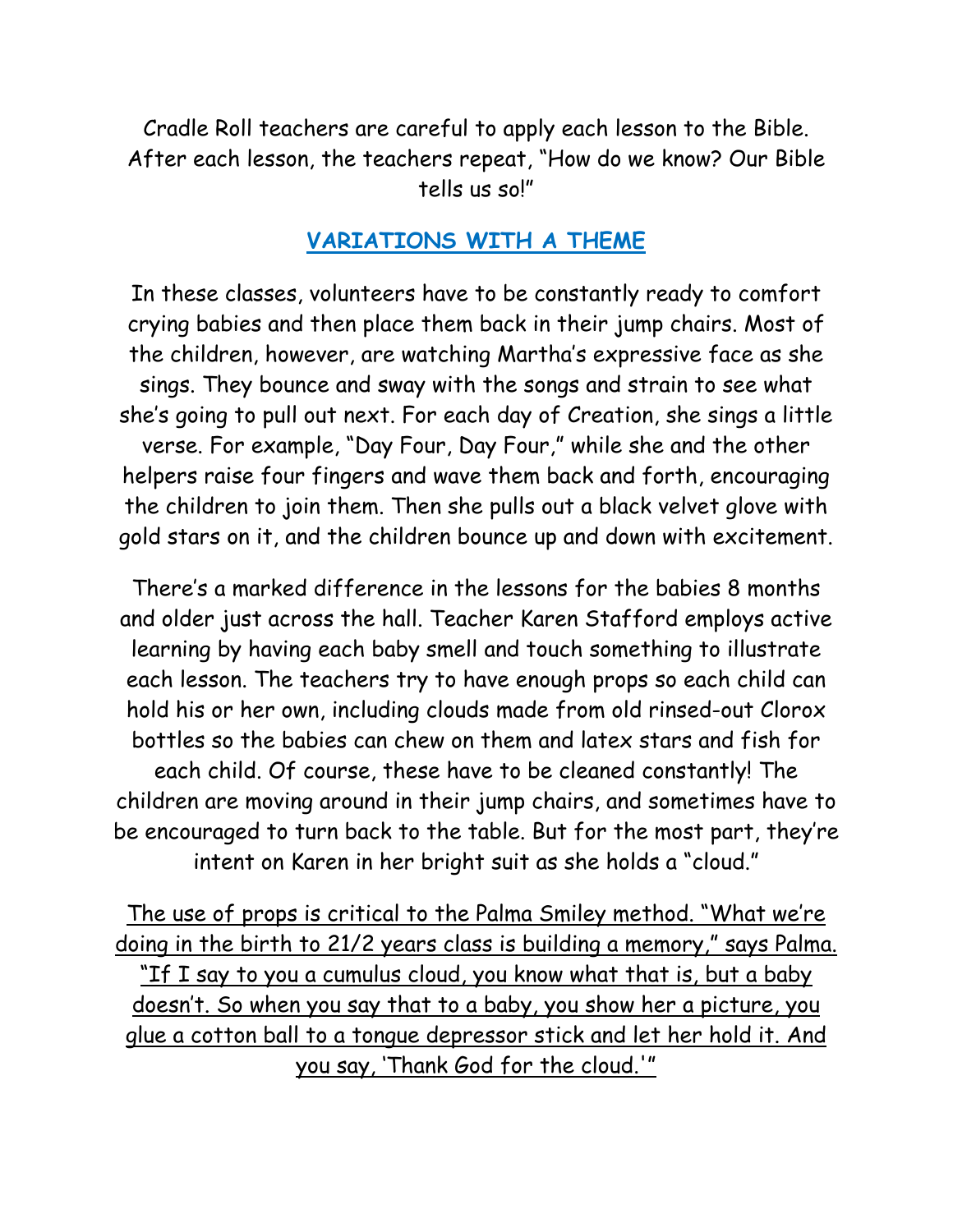Cradle Roll teachers are careful to apply each lesson to the Bible. After each lesson, the teachers repeat, "How do we know? Our Bible tells us so!"

## VARIATIONS WITH A THEME

In these classes, volunteers have to be constantly ready to comfort crying babies and then place them back in their jump chairs. Most of the children, however, are watching Martha's expressive face as she sings. They bounce and sway with the songs and strain to see what she's going to pull out next. For each day of Creation, she sings a little verse. For example, "Day Four, Day Four," while she and the other helpers raise four fingers and wave them back and forth, encouraging the children to join them. Then she pulls out a black velvet glove with gold stars on it, and the children bounce up and down with excitement.

There's a marked difference in the lessons for the babies 8 months and older just across the hall. Teacher Karen Stafford employs active learning by having each baby smell and touch something to illustrate each lesson. The teachers try to have enough props so each child can hold his or her own, including clouds made from old rinsed-out Clorox bottles so the babies can chew on them and latex stars and fish for each child. Of course, these have to be cleaned constantly! The children are moving around in their jump chairs, and sometimes have to be encouraged to turn back to the table. But for the most part, they're intent on Karen in her bright suit as she holds a "cloud."

The use of props is critical to the Palma Smiley method. "What we're doing in the birth to 21/2 years class is building a memory," says Palma. "If I say to you a cumulus cloud, you know what that is, but a baby doesn't. So when you say that to a baby, you show her a picture, you glue a cotton ball to a tongue depressor stick and let her hold it. And you say, 'Thank God for the cloud.'"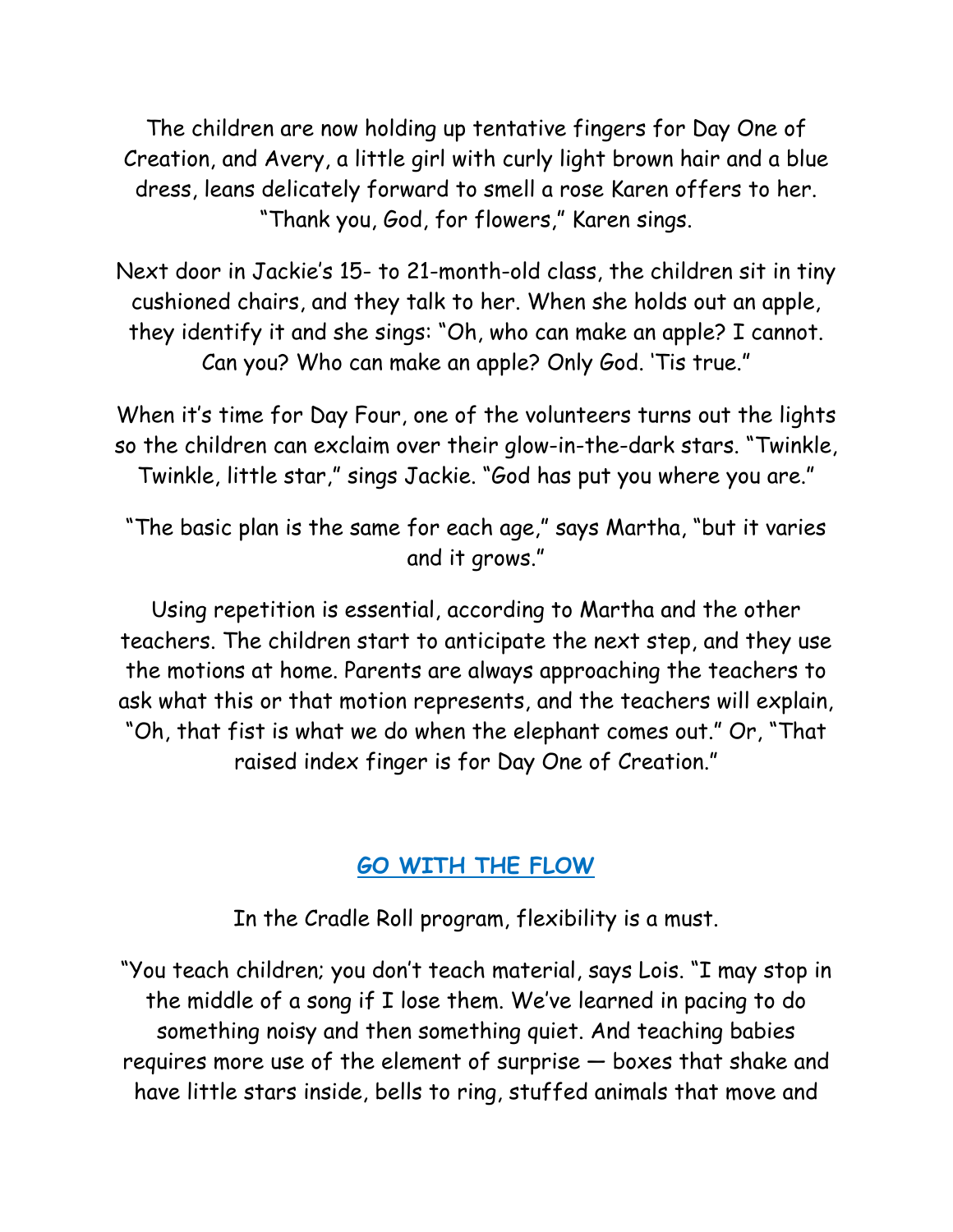The children are now holding up tentative fingers for Day One of Creation, and Avery, a little girl with curly light brown hair and a blue dress, leans delicately forward to smell a rose Karen offers to her. "Thank you, God, for flowers," Karen sings.

Next door in Jackie's 15- to 21-month-old class, the children sit in tiny cushioned chairs, and they talk to her. When she holds out an apple, they identify it and she sings: "Oh, who can make an apple? I cannot. Can you? Who can make an apple? Only God. 'Tis true."

When it's time for Day Four, one of the volunteers turns out the lights so the children can exclaim over their glow-in-the-dark stars. "Twinkle, Twinkle, little star," sings Jackie. "God has put you where you are."

"The basic plan is the same for each age," says Martha, "but it varies and it grows."

Using repetition is essential, according to Martha and the other teachers. The children start to anticipate the next step, and they use the motions at home. Parents are always approaching the teachers to ask what this or that motion represents, and the teachers will explain, "Oh, that fist is what we do when the elephant comes out." Or, "That raised index finger is for Day One of Creation."

## GO WITH THE FLOW

In the Cradle Roll program, flexibility is a must.

"You teach children; you don't teach material, says Lois. "I may stop in the middle of a song if I lose them. We've learned in pacing to do something noisy and then something quiet. And teaching babies requires more use of the element of surprise — boxes that shake and have little stars inside, bells to ring, stuffed animals that move and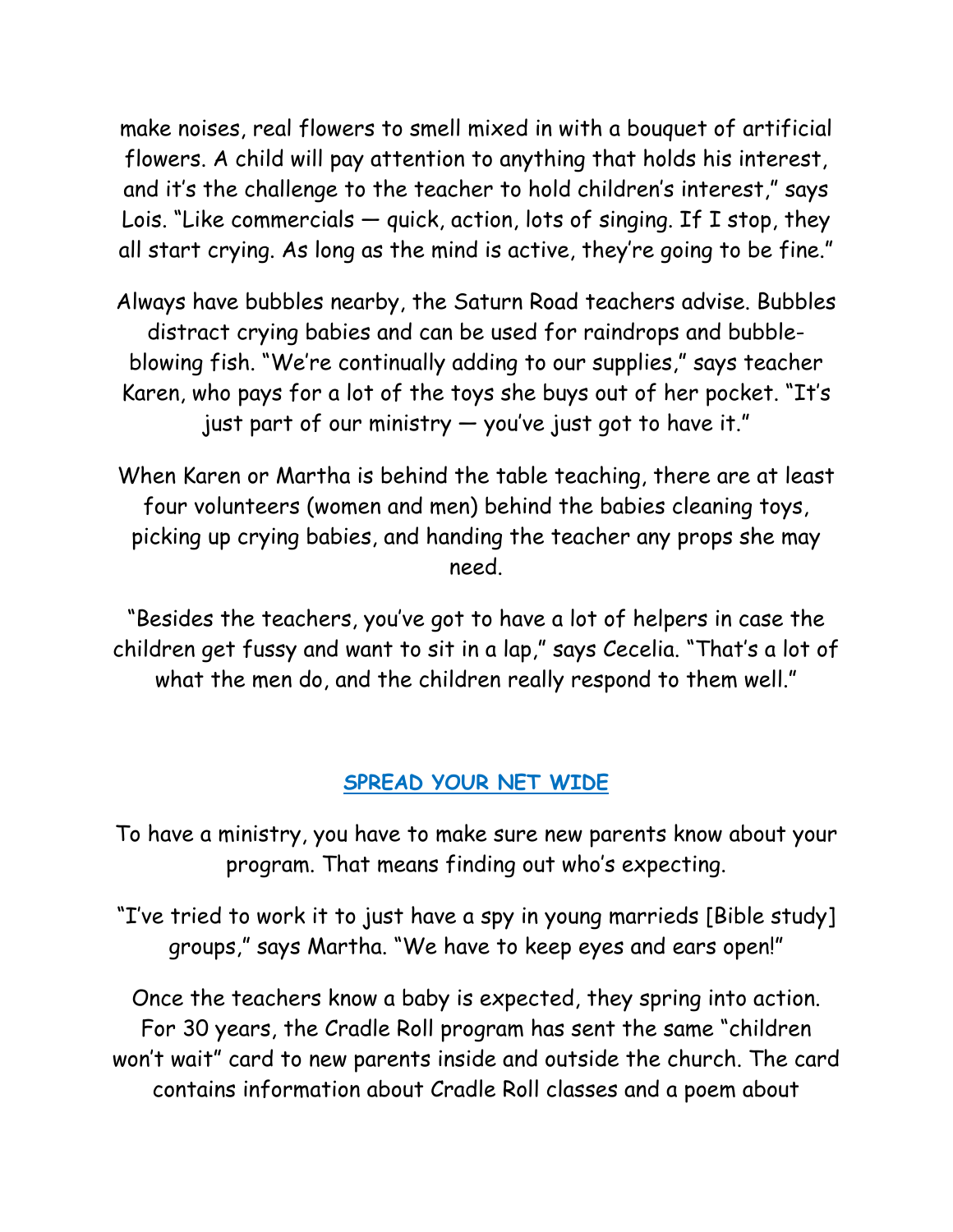make noises, real flowers to smell mixed in with a bouquet of artificial flowers. A child will pay attention to anything that holds his interest, and it's the challenge to the teacher to hold children's interest," says Lois. "Like commercials — quick, action, lots of singing. If I stop, they all start crying. As long as the mind is active, they're going to be fine."

Always have bubbles nearby, the Saturn Road teachers advise. Bubbles distract crying babies and can be used for raindrops and bubble-blowing fish. "We're continually adding to our supplies," says teacher Karen, who pays for a lot of the toys she buys out of her pocket. "It's just part of our ministry — you've just got to have it."

When Karen or Martha is behind the table teaching, there are at least four volunteers (women and men) behind the babies cleaning toys, picking up crying babies, and handing the teacher any props she may need.

"Besides the teachers, you've got to have a lot of helpers in case the children get fussy and want to sit in a lap," says Cecelia. "That's a lot of what the men do, and the children really respond to them well."

## SPREAD YOUR NET WIDE

To have a ministry, you have to make sure new parents know about your program. That means finding out who's expecting.

"I've tried to work it to just have a spy in young marrieds [Bible study] groups," says Martha. "We have to keep eyes and ears open!"

Once the teachers know a baby is expected, they spring into action. For 30 years, the Cradle Roll program has sent the same "children won't wait" card to new parents inside and outside the church. The card contains information about Cradle Roll classes and a poem about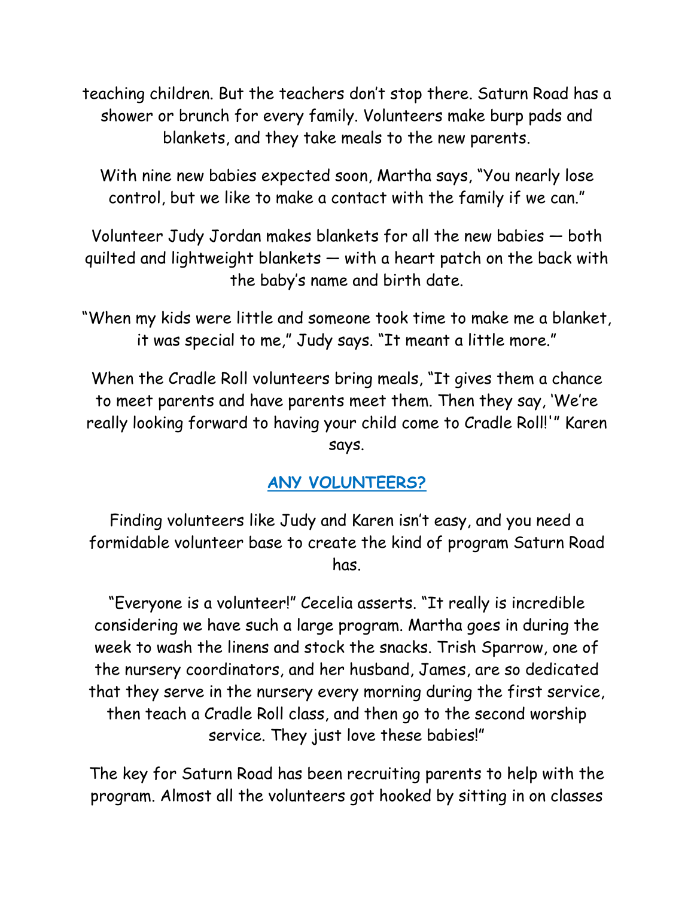teaching children. But the teachers don't stop there. Saturn Road has a shower or brunch for every family. Volunteers make burp pads and blankets, and they take meals to the new parents.

With nine new babies expected soon, Martha says, "You nearly lose control, but we like to make a contact with the family if we can."

Volunteer Judy Jordan makes blankets for all the new babies — both quilted and lightweight blankets — with a heart patch on the back with the baby's name and birth date.

"When my kids were little and someone took time to make me a blanket, it was special to me," Judy says. "It meant a little more."

When the Cradle Roll volunteers bring meals, "It gives them a chance to meet parents and have parents meet them. Then they say, 'We're really looking forward to having your child come to Cradle Roll!'" Karen says.

## ANY VOLUNTEERS?

Finding volunteers like Judy and Karen isn't easy, and you need a formidable volunteer base to create the kind of program Saturn Road has.

"Everyone is a volunteer!" Cecelia asserts. "It really is incredible considering we have such a large program. Martha goes in during the week to wash the linens and stock the snacks. Trish Sparrow, one of the nursery coordinators, and her husband, James, are so dedicated that they serve in the nursery every morning during the first service, then teach a Cradle Roll class, and then go to the second worship service. They just love these babies!"

The key for Saturn Road has been recruiting parents to help with the program. Almost all the volunteers got hooked by sitting in on classes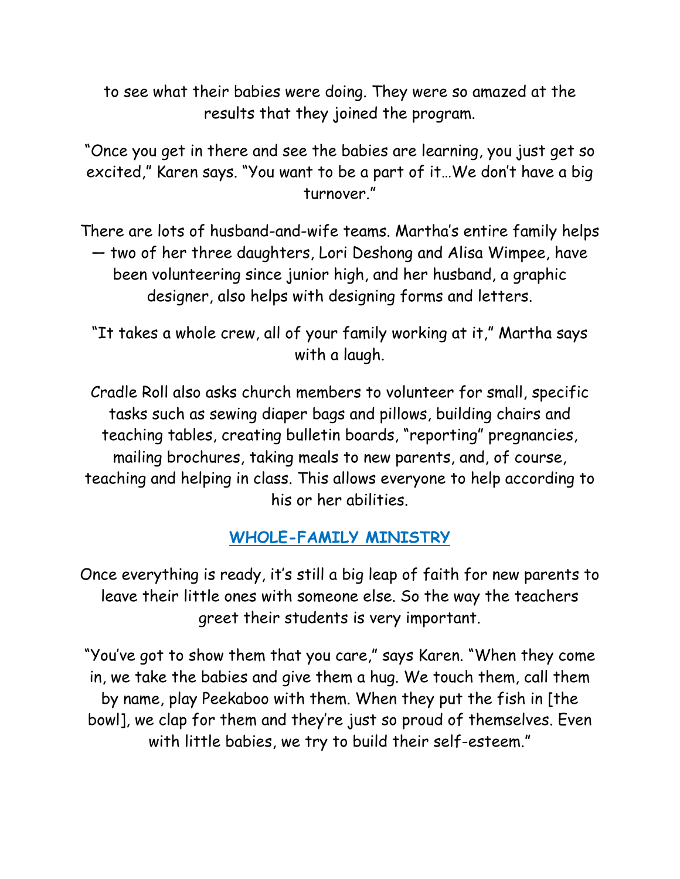to see what their babies were doing. They were so amazed at the results that they joined the program.

"Once you get in there and see the babies are learning, you just get so excited," Karen says. "You want to be a part of it…We don't have a big turnover."

There are lots of husband-and-wife teams. Martha's entire family helps — two of her three daughters, Lori Deshong and Alisa Wimpee, have been volunteering since junior high, and her husband, a graphic designer, also helps with designing forms and letters.

"It takes a whole crew, all of your family working at it," Martha says with a laugh.

Cradle Roll also asks church members to volunteer for small, specific tasks such as sewing diaper bags and pillows, building chairs and teaching tables, creating bulletin boards, "reporting" pregnancies, mailing brochures, taking meals to new parents, and, of course, teaching and helping in class. This allows everyone to help according to his or her abilities.

## WHOLE-FAMILY MINISTRY

Once everything is ready, it's still a big leap of faith for new parents to leave their little ones with someone else. So the way the teachers greet their students is very important.

"You've got to show them that you care," says Karen. "When they come in, we take the babies and give them a hug. We touch them, call them by name, play Peekaboo with them. When they put the fish in [the bowl], we clap for them and they're just so proud of themselves. Even with little babies, we try to build their self-esteem."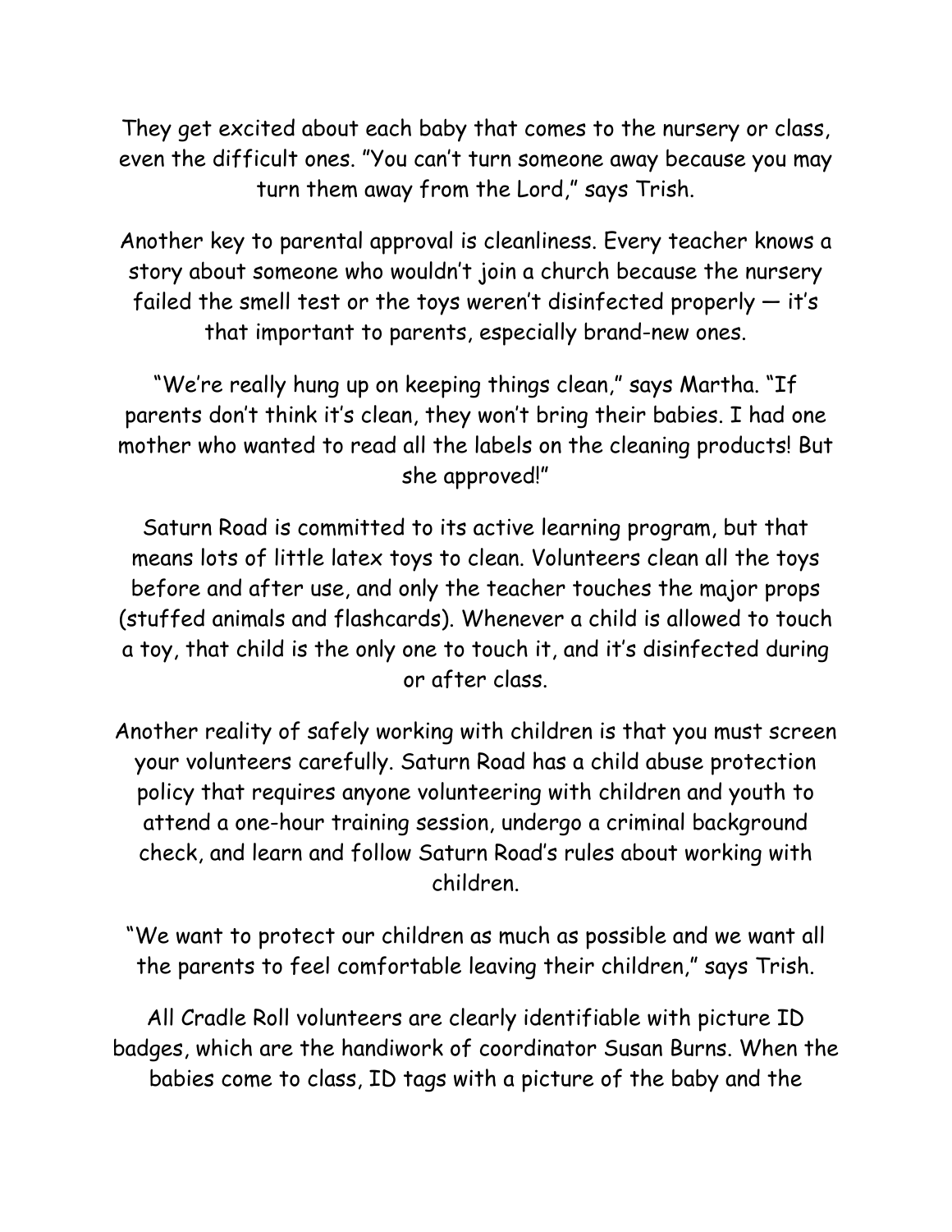They get excited about each baby that comes to the nursery or class, even the difficult ones. "You can't turn someone away because you may turn them away from the Lord," says Trish.

Another key to parental approval is cleanliness. Every teacher knows a story about someone who wouldn't join a church because the nursery failed the smell test or the toys weren't disinfected properly — it's that important to parents, especially brand-new ones.

"We're really hung up on keeping things clean," says Martha. "If parents don't think it's clean, they won't bring their babies. I had one mother who wanted to read all the labels on the cleaning products! But she approved!"

Saturn Road is committed to its active learning program, but that means lots of little latex toys to clean. Volunteers clean all the toys before and after use, and only the teacher touches the major props (stuffed animals and flashcards). Whenever a child is allowed to touch a toy, that child is the only one to touch it, and it's disinfected during or after class.

Another reality of safely working with children is that you must screen your volunteers carefully. Saturn Road has a child abuse protection policy that requires anyone volunteering with children and youth to attend a one-hour training session, undergo a criminal background check, and learn and follow Saturn Road's rules about working with children.

"We want to protect our children as much as possible and we want all the parents to feel comfortable leaving their children," says Trish.

All Cradle Roll volunteers are clearly identifiable with picture ID badges, which are the handiwork of coordinator Susan Burns. When the babies come to class, ID tags with a picture of the baby and the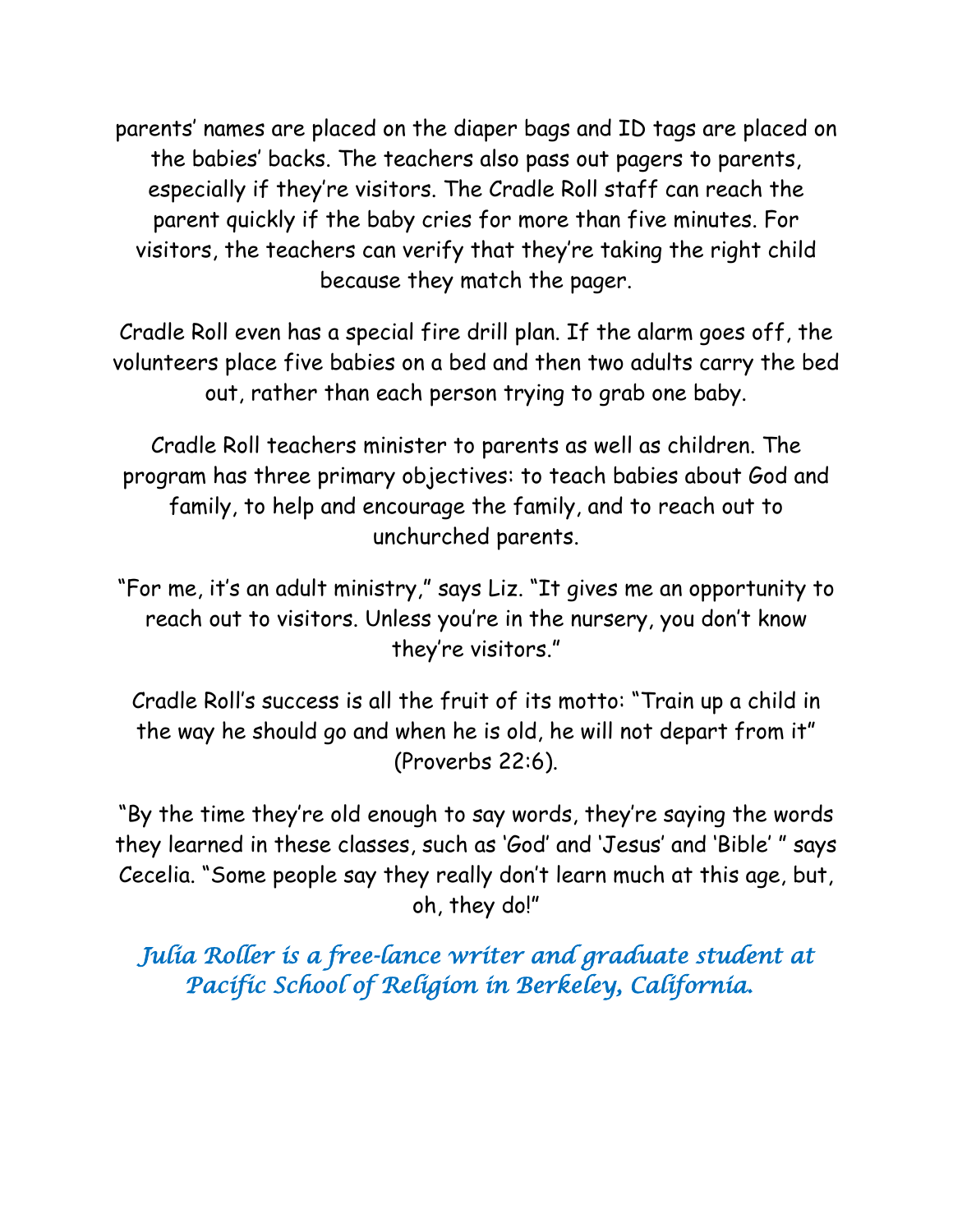parents' names are placed on the diaper bags and ID tags are placed on the babies' backs. The teachers also pass out pagers to parents, especially if they're visitors. The Cradle Roll staff can reach the parent quickly if the baby cries for more than five minutes. For visitors, the teachers can verify that they're taking the right child because they match the pager.

Cradle Roll even has a special fire drill plan. If the alarm goes off, the volunteers place five babies on a bed and then two adults carry the bed out, rather than each person trying to grab one baby.

Cradle Roll teachers minister to parents as well as children. The program has three primary objectives: to teach babies about God and family, to help and encourage the family, and to reach out to unchurched parents.

"For me, it's an adult ministry," says Liz. "It gives me an opportunity to reach out to visitors. Unless you're in the nursery, you don't know they're visitors."

Cradle Roll's success is all the fruit of its motto: "Train up a child in the way he should go and when he is old, he will not depart from it" (Proverbs 22:6).

"By the time they're old enough to say words, they're saying the words they learned in these classes, such as 'God' and 'Jesus' and 'Bible' " says Cecelia. "Some people say they really don't learn much at this age, but, oh, they do!"

*Julia Roller is a free-lance writer and graduate student at Pacific School of Religion in Berkeley, California.*